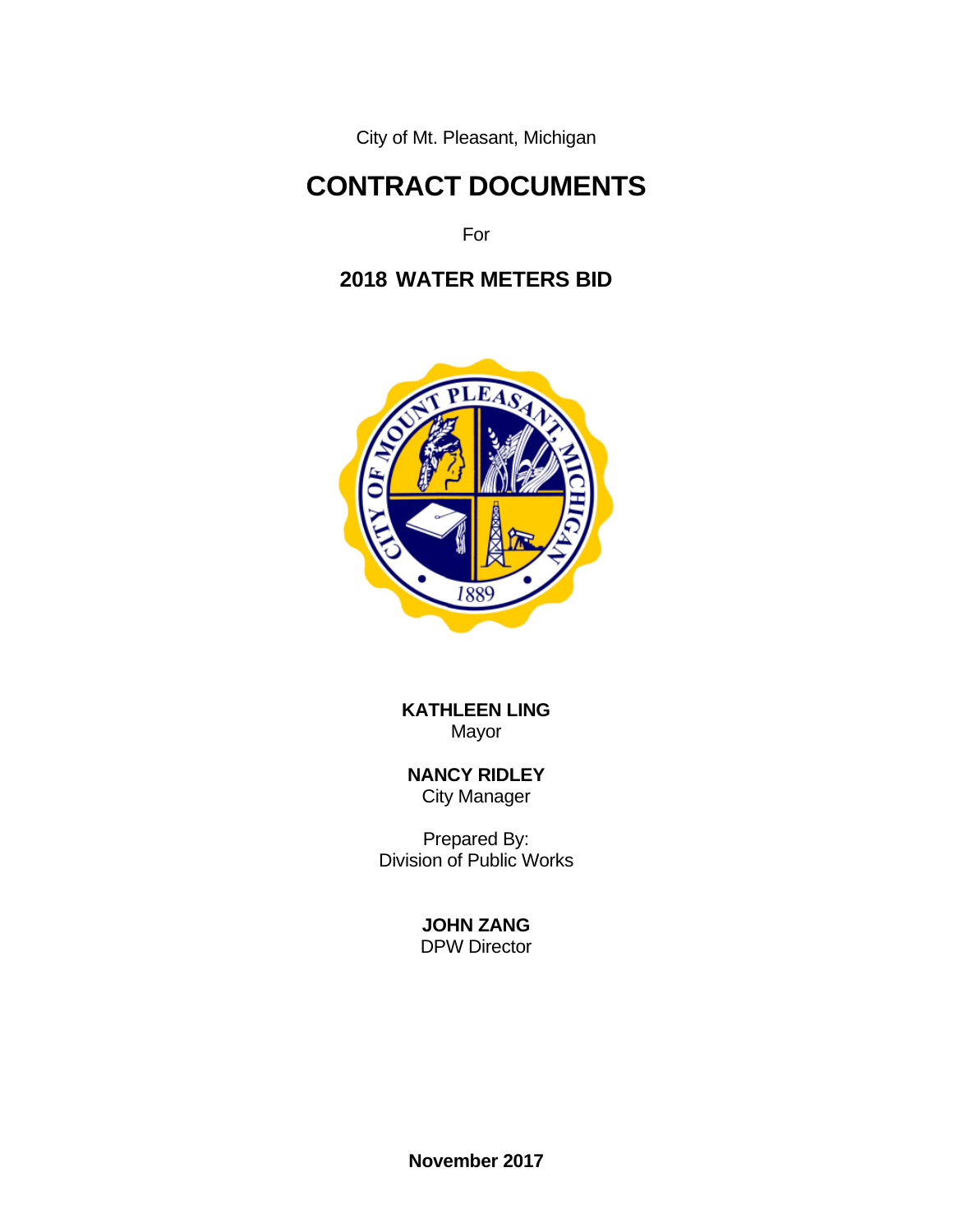City of Mt. Pleasant, Michigan

# CONTRACT DOCUMENTS

For

## 2018 WATER METERS BID

**KATHLEEN LING**
Mayor

**NANCY RIDLEY**
City Manager

Prepared By:
Division of Public Works

**JOHN ZANG**
DPW Director

**November 2017**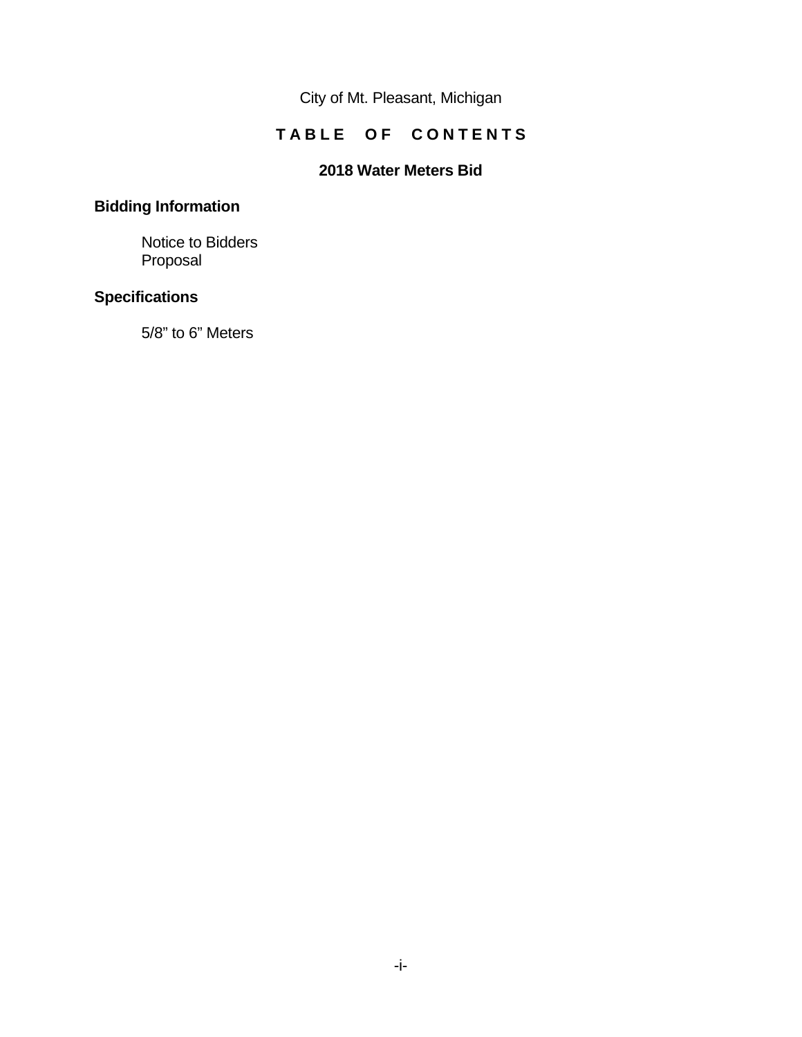City of Mt. Pleasant, Michigan

# TABLE OF CONTENTS

## 2018 Water Meters Bid

### Bidding Information

Notice to Bidders
Proposal

### Specifications

5/8" to 6" Meters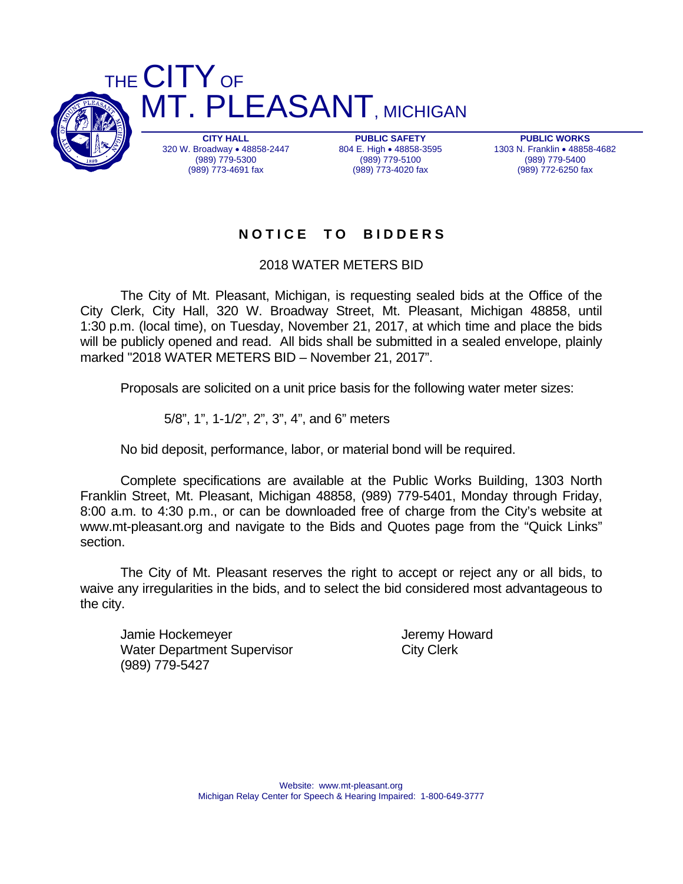# THE CITY OF MT. PLEASANT, MICHIGAN

| CITY HALL | PUBLIC SAFETY | PUBLIC WORKS |
|---|---|---|
| 320 W. Broadway • 48858-2447 | 804 E. High • 48858-3595 | 1303 N. Franklin • 48858-4682 |
| (989) 779-5300 | (989) 779-5100 | (989) 779-5400 |
| (989) 773-4691 fax | (989) 773-4020 fax | (989) 772-6250 fax |

## NOTICE TO BIDDERS

2018 WATER METERS BID

The City of Mt. Pleasant, Michigan, is requesting sealed bids at the Office of the City Clerk, City Hall, 320 W. Broadway Street, Mt. Pleasant, Michigan 48858, until 1:30 p.m. (local time), on Tuesday, November 21, 2017, at which time and place the bids will be publicly opened and read. All bids shall be submitted in a sealed envelope, plainly marked "2018 WATER METERS BID – November 21, 2017".

Proposals are solicited on a unit price basis for the following water meter sizes:

5/8", 1", 1-1/2", 2", 3", 4", and 6" meters

No bid deposit, performance, labor, or material bond will be required.

Complete specifications are available at the Public Works Building, 1303 North Franklin Street, Mt. Pleasant, Michigan 48858, (989) 779-5401, Monday through Friday, 8:00 a.m. to 4:30 p.m., or can be downloaded free of charge from the City's website at www.mt-pleasant.org and navigate to the Bids and Quotes page from the "Quick Links" section.

The City of Mt. Pleasant reserves the right to accept or reject any or all bids, to waive any irregularities in the bids, and to select the bid considered most advantageous to the city.

Jamie Hockemeyer
Water Department Supervisor
(989) 779-5427

Jeremy Howard
City Clerk

Website: www.mt-pleasant.org
Michigan Relay Center for Speech & Hearing Impaired: 1-800-649-3777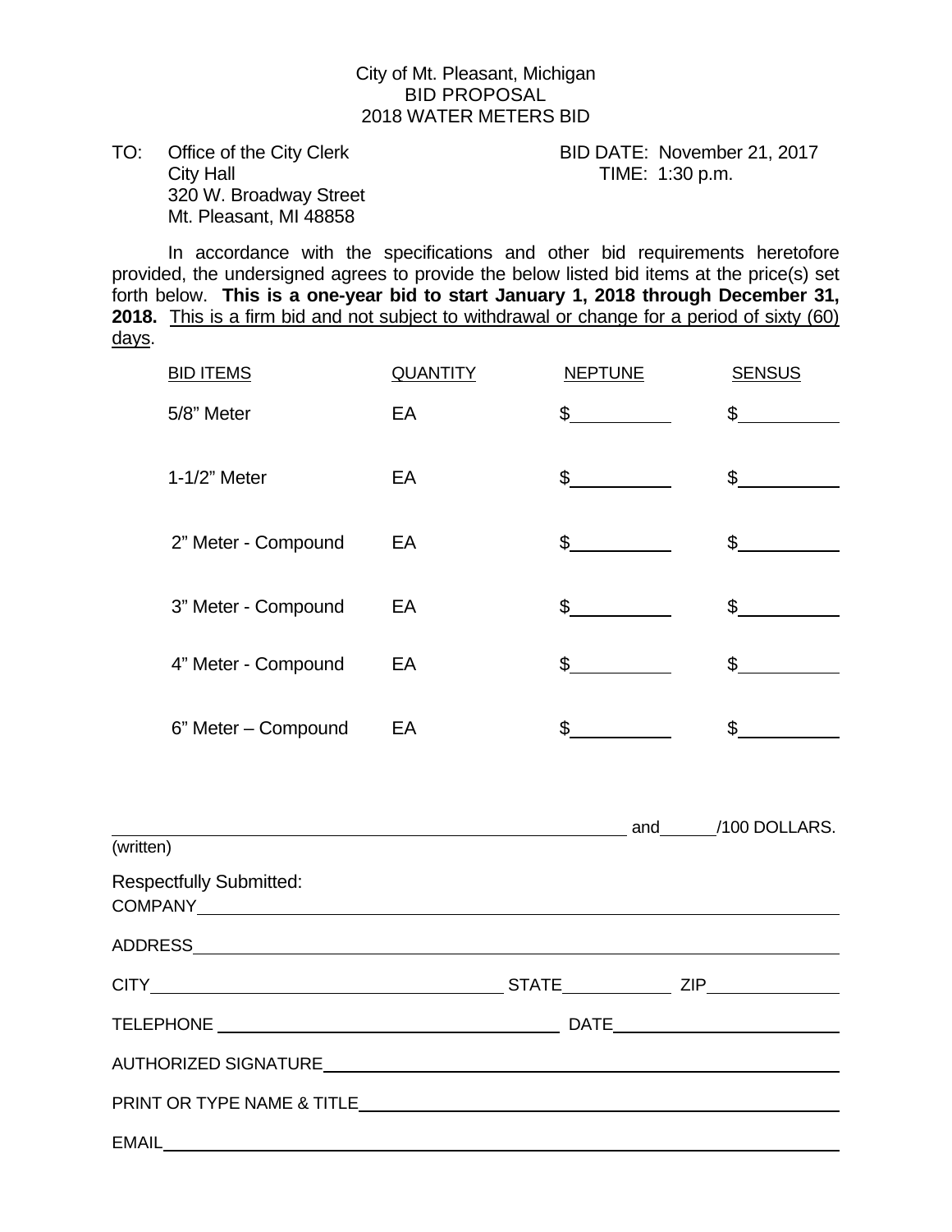City of Mt. Pleasant, Michigan
BID PROPOSAL
2018 WATER METERS BID

TO: Office of the City Clerk
City Hall
320 W. Broadway Street
Mt. Pleasant, MI 48858

BID DATE: November 21, 2017
TIME: 1:30 p.m.

In accordance with the specifications and other bid requirements heretofore provided, the undersigned agrees to provide the below listed bid items at the price(s) set forth below. **This is a one-year bid to start January 1, 2018 through December 31, 2018.** This is a firm bid and not subject to withdrawal or change for a period of sixty (60) days.

| BID ITEMS | QUANTITY | NEPTUNE | SENSUS |
|---|---|---|---|
| 5/8" Meter | EA | $________ | $________ |
| 1-1/2" Meter | EA | $________ | $________ |
| 2" Meter - Compound | EA | $________ | $________ |
| 3" Meter - Compound | EA | $________ | $________ |
| 4" Meter - Compound | EA | $________ | $________ |
| 6" Meter – Compound | EA | $________ | $________ |

______________________________________________ and ______/100 DOLLARS.
(written)

Respectfully Submitted:

COMPANY______________________________________________

ADDRESS______________________________________________

CITY__________________________ STATE__________ ZIP__________

TELEPHONE ____________________________ DATE____________________

AUTHORIZED SIGNATURE______________________________________

PRINT OR TYPE NAME & TITLE__________________________________

EMAIL________________________________________________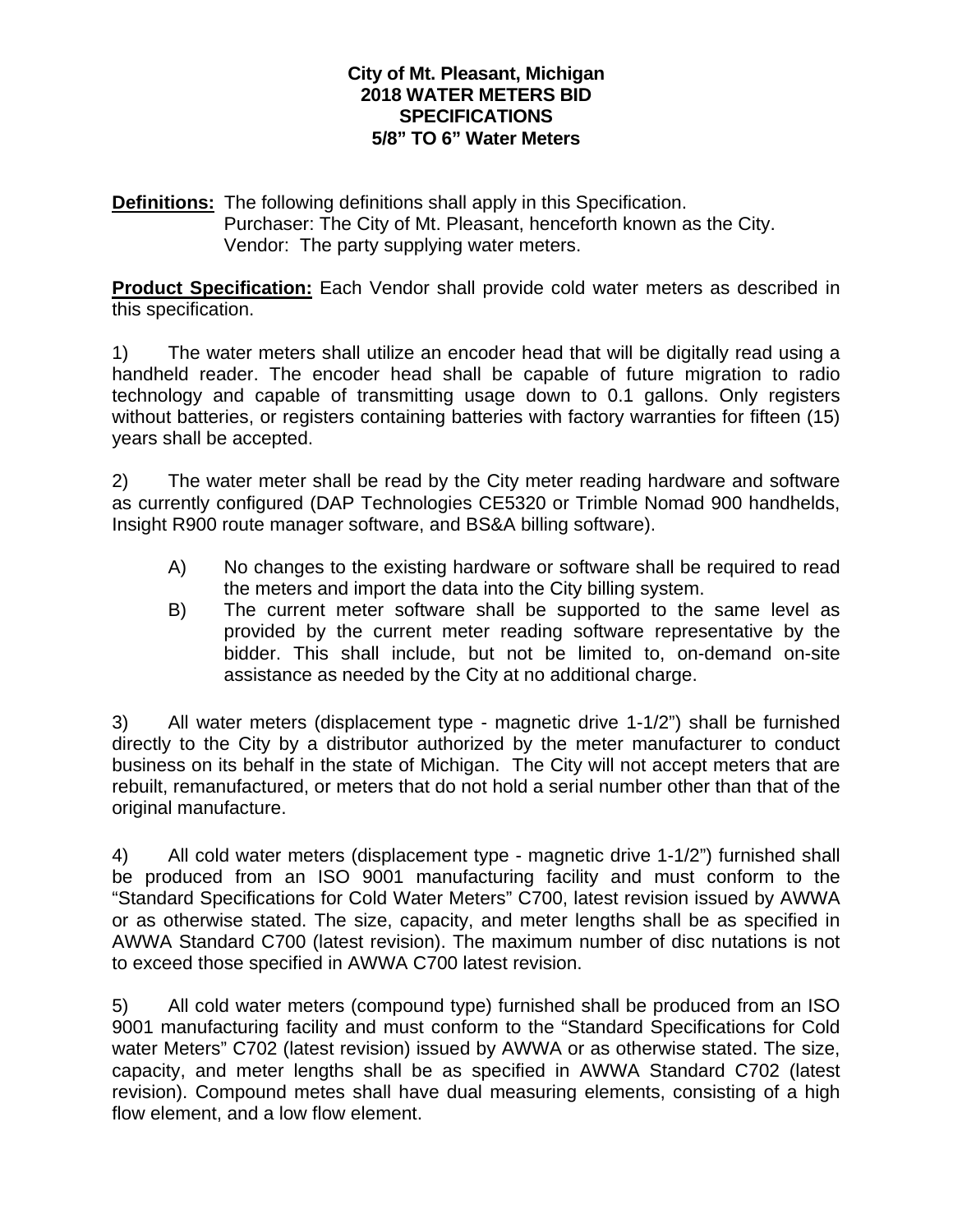**City of Mt. Pleasant, Michigan**
**2018 WATER METERS BID**
**SPECIFICATIONS**
**5/8" TO 6" Water Meters**

**Definitions:** The following definitions shall apply in this Specification.
Purchaser: The City of Mt. Pleasant, henceforth known as the City.
Vendor: The party supplying water meters.

**Product Specification:** Each Vendor shall provide cold water meters as described in this specification.

1) The water meters shall utilize an encoder head that will be digitally read using a handheld reader. The encoder head shall be capable of future migration to radio technology and capable of transmitting usage down to 0.1 gallons. Only registers without batteries, or registers containing batteries with factory warranties for fifteen (15) years shall be accepted.

2) The water meter shall be read by the City meter reading hardware and software as currently configured (DAP Technologies CE5320 or Trimble Nomad 900 handhelds, Insight R900 route manager software, and BS&A billing software).

- A) No changes to the existing hardware or software shall be required to read the meters and import the data into the City billing system.
- B) The current meter software shall be supported to the same level as provided by the current meter reading software representative by the bidder. This shall include, but not be limited to, on-demand on-site assistance as needed by the City at no additional charge.

3) All water meters (displacement type - magnetic drive 1-1/2") shall be furnished directly to the City by a distributor authorized by the meter manufacturer to conduct business on its behalf in the state of Michigan. The City will not accept meters that are rebuilt, remanufactured, or meters that do not hold a serial number other than that of the original manufacture.

4) All cold water meters (displacement type - magnetic drive 1-1/2") furnished shall be produced from an ISO 9001 manufacturing facility and must conform to the "Standard Specifications for Cold Water Meters" C700, latest revision issued by AWWA or as otherwise stated. The size, capacity, and meter lengths shall be as specified in AWWA Standard C700 (latest revision). The maximum number of disc nutations is not to exceed those specified in AWWA C700 latest revision.

5) All cold water meters (compound type) furnished shall be produced from an ISO 9001 manufacturing facility and must conform to the "Standard Specifications for Cold water Meters" C702 (latest revision) issued by AWWA or as otherwise stated. The size, capacity, and meter lengths shall be as specified in AWWA Standard C702 (latest revision). Compound metes shall have dual measuring elements, consisting of a high flow element, and a low flow element.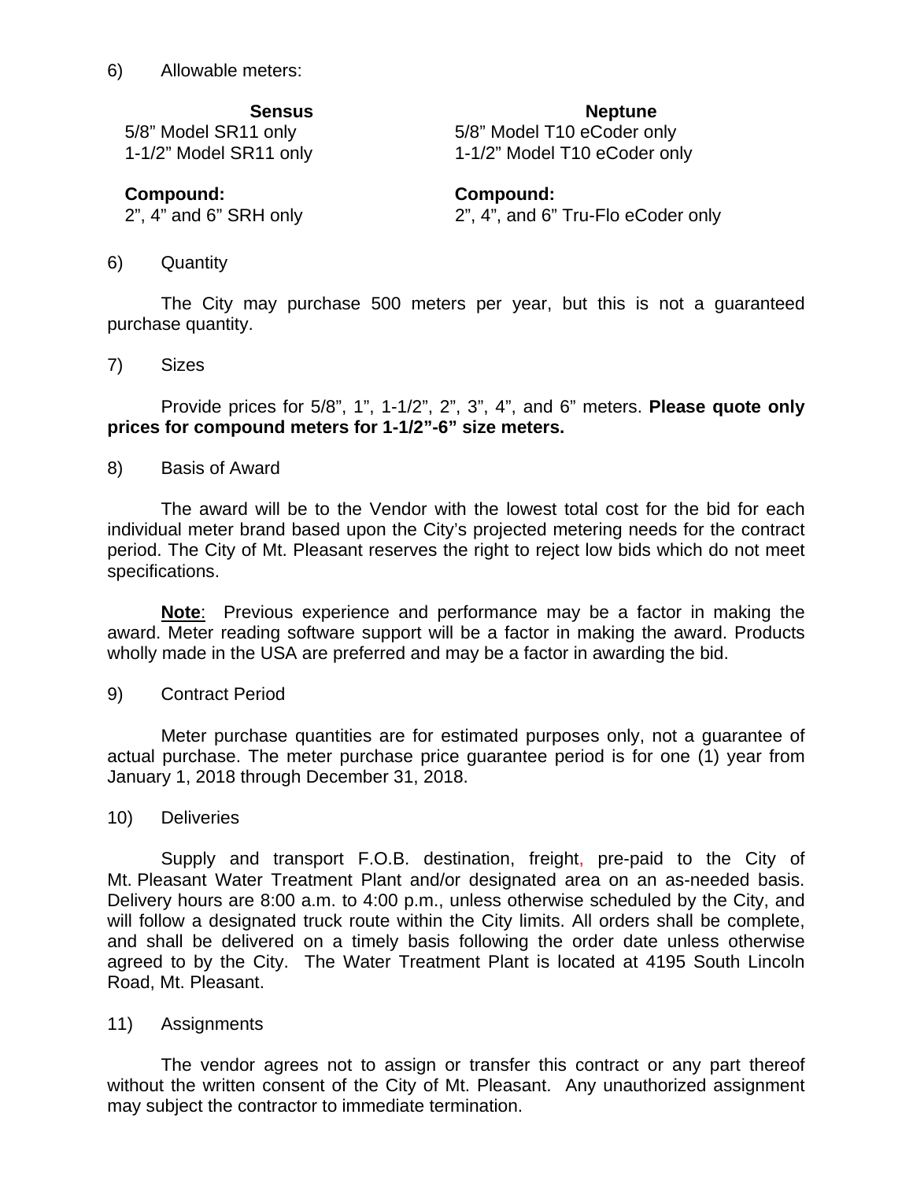6) Allowable meters:

| Sensus | Neptune |
|---|---|
| 5/8" Model SR11 only | 5/8" Model T10 eCoder only |
| 1-1/2" Model SR11 only | 1-1/2" Model T10 eCoder only |
| **Compound:** | **Compound:** |
| 2", 4" and 6" SRH only | 2", 4", and 6" Tru-Flo eCoder only |

6) Quantity

The City may purchase 500 meters per year, but this is not a guaranteed purchase quantity.

7) Sizes

Provide prices for 5/8", 1", 1-1/2", 2", 3", 4", and 6" meters. **Please quote only prices for compound meters for 1-1/2"-6" size meters.**

8) Basis of Award

The award will be to the Vendor with the lowest total cost for the bid for each individual meter brand based upon the City's projected metering needs for the contract period. The City of Mt. Pleasant reserves the right to reject low bids which do not meet specifications.

**Note**: Previous experience and performance may be a factor in making the award. Meter reading software support will be a factor in making the award. Products wholly made in the USA are preferred and may be a factor in awarding the bid.

9) Contract Period

Meter purchase quantities are for estimated purposes only, not a guarantee of actual purchase. The meter purchase price guarantee period is for one (1) year from January 1, 2018 through December 31, 2018.

10) Deliveries

Supply and transport F.O.B. destination, freight, pre-paid to the City of Mt. Pleasant Water Treatment Plant and/or designated area on an as-needed basis. Delivery hours are 8:00 a.m. to 4:00 p.m., unless otherwise scheduled by the City, and will follow a designated truck route within the City limits. All orders shall be complete, and shall be delivered on a timely basis following the order date unless otherwise agreed to by the City. The Water Treatment Plant is located at 4195 South Lincoln Road, Mt. Pleasant.

11) Assignments

The vendor agrees not to assign or transfer this contract or any part thereof without the written consent of the City of Mt. Pleasant. Any unauthorized assignment may subject the contractor to immediate termination.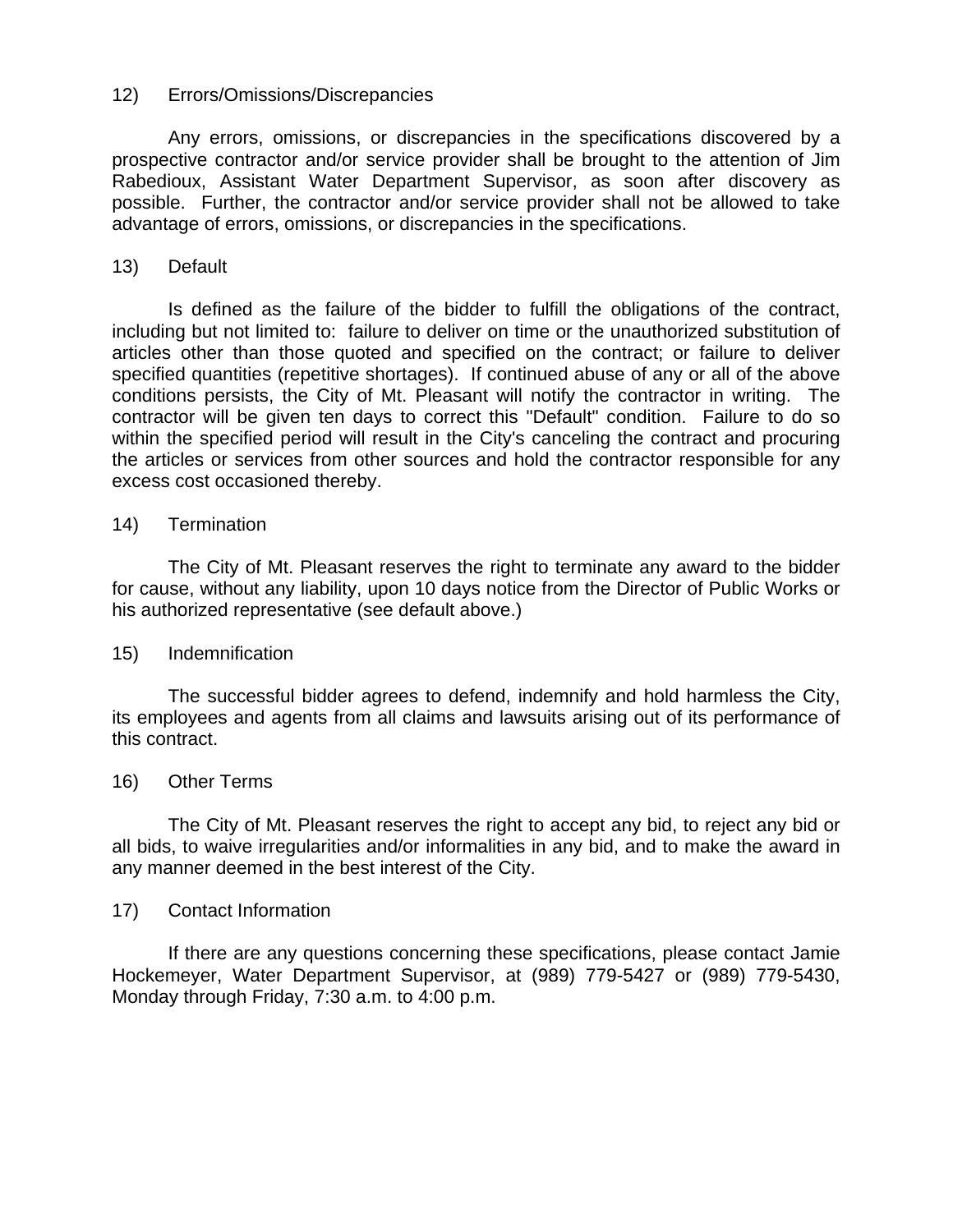12) Errors/Omissions/Discrepancies

Any errors, omissions, or discrepancies in the specifications discovered by a prospective contractor and/or service provider shall be brought to the attention of Jim Rabedioux, Assistant Water Department Supervisor, as soon after discovery as possible. Further, the contractor and/or service provider shall not be allowed to take advantage of errors, omissions, or discrepancies in the specifications.

13) Default

Is defined as the failure of the bidder to fulfill the obligations of the contract, including but not limited to: failure to deliver on time or the unauthorized substitution of articles other than those quoted and specified on the contract; or failure to deliver specified quantities (repetitive shortages). If continued abuse of any or all of the above conditions persists, the City of Mt. Pleasant will notify the contractor in writing. The contractor will be given ten days to correct this "Default" condition. Failure to do so within the specified period will result in the City's canceling the contract and procuring the articles or services from other sources and hold the contractor responsible for any excess cost occasioned thereby.

14) Termination

The City of Mt. Pleasant reserves the right to terminate any award to the bidder for cause, without any liability, upon 10 days notice from the Director of Public Works or his authorized representative (see default above.)

15) Indemnification

The successful bidder agrees to defend, indemnify and hold harmless the City, its employees and agents from all claims and lawsuits arising out of its performance of this contract.

16) Other Terms

The City of Mt. Pleasant reserves the right to accept any bid, to reject any bid or all bids, to waive irregularities and/or informalities in any bid, and to make the award in any manner deemed in the best interest of the City.

17) Contact Information

If there are any questions concerning these specifications, please contact Jamie Hockemeyer, Water Department Supervisor, at (989) 779-5427 or (989) 779-5430, Monday through Friday, 7:30 a.m. to 4:00 p.m.